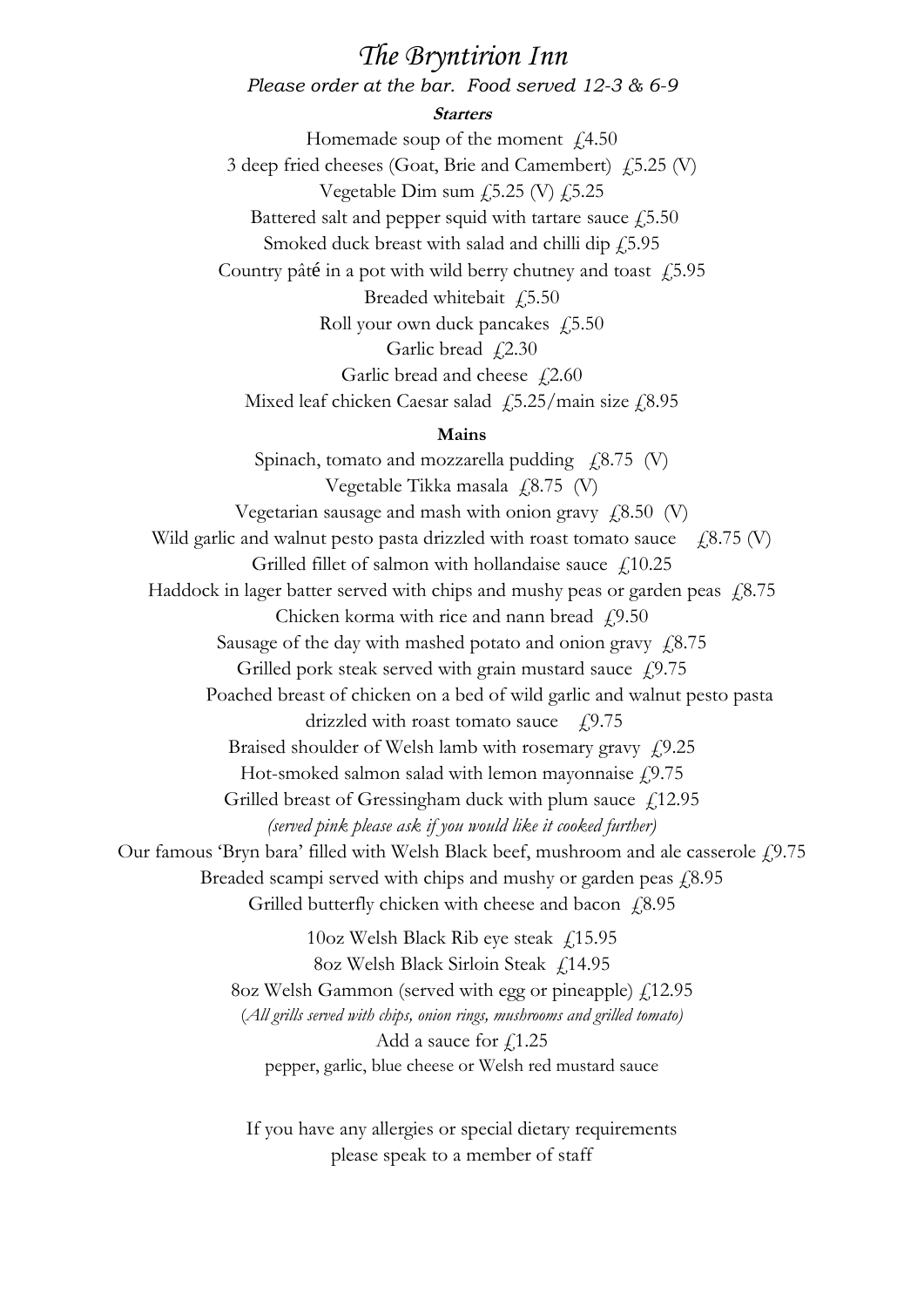# *The Bryntirion Inn*

*Please order at the bar. Food served 12-3 & 6-9*

## ***Starters***

Homemade soup of the moment £4.50

3 deep fried cheeses (Goat, Brie and Camembert) £5.25 (V)

Vegetable Dim sum £5.25 (V) £5.25

Battered salt and pepper squid with tartare sauce £5.50

Smoked duck breast with salad and chilli dip £5.95

Country pâté in a pot with wild berry chutney and toast £5.95

Breaded whitebait £5.50

Roll your own duck pancakes £5.50

Garlic bread £2.30

Garlic bread and cheese £2.60

Mixed leaf chicken Caesar salad £5.25/main size £8.95

## **Mains**

Spinach, tomato and mozzarella pudding £8.75 (V)

Vegetable Tikka masala £8.75 (V)

Vegetarian sausage and mash with onion gravy £8.50 (V)

Wild garlic and walnut pesto pasta drizzled with roast tomato sauce £8.75 (V)

Grilled fillet of salmon with hollandaise sauce £10.25

Haddock in lager batter served with chips and mushy peas or garden peas £8.75

Chicken korma with rice and nann bread £9.50

Sausage of the day with mashed potato and onion gravy £8.75

Grilled pork steak served with grain mustard sauce £9.75

Poached breast of chicken on a bed of wild garlic and walnut pesto pasta drizzled with roast tomato sauce £9.75

Braised shoulder of Welsh lamb with rosemary gravy £9.25

Hot-smoked salmon salad with lemon mayonnaise £9.75

Grilled breast of Gressingham duck with plum sauce £12.95

*(served pink please ask if you would like it cooked further)*

Our famous 'Bryn bara' filled with Welsh Black beef, mushroom and ale casserole £9.75

Breaded scampi served with chips and mushy or garden peas £8.95

Grilled butterfly chicken with cheese and bacon £8.95

10oz Welsh Black Rib eye steak £15.95

8oz Welsh Black Sirloin Steak £14.95

8oz Welsh Gammon (served with egg or pineapple) £12.95

(*All grills served with chips, onion rings, mushrooms and grilled tomato)*

Add a sauce for £1.25

pepper, garlic, blue cheese or Welsh red mustard sauce

If you have any allergies or special dietary requirements please speak to a member of staff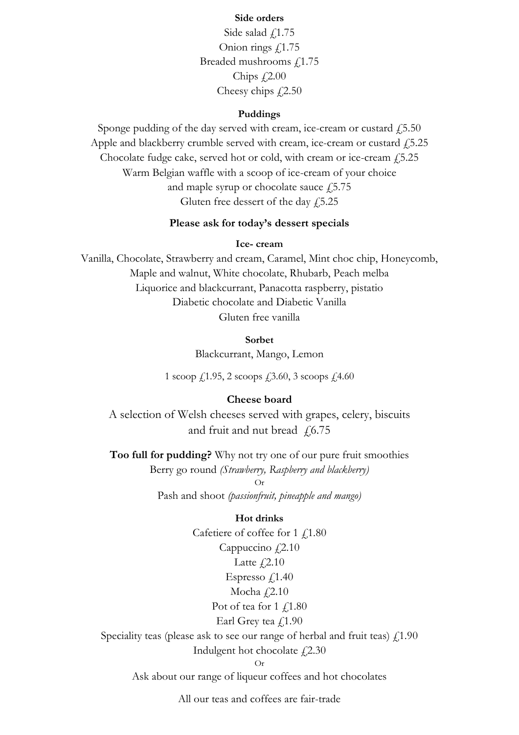**Side orders**

Side salad £1.75
Onion rings £1.75
Breaded mushrooms £1.75
Chips £2.00
Cheesy chips £2.50

**Puddings**

Sponge pudding of the day served with cream, ice-cream or custard £5.50
Apple and blackberry crumble served with cream, ice-cream or custard £5.25
Chocolate fudge cake, served hot or cold, with cream or ice-cream £5.25
Warm Belgian waffle with a scoop of ice-cream of your choice
and maple syrup or chocolate sauce £5.75
Gluten free dessert of the day £5.25

**Please ask for today's dessert specials**

**Ice- cream**

Vanilla, Chocolate, Strawberry and cream, Caramel, Mint choc chip, Honeycomb,
Maple and walnut, White chocolate, Rhubarb, Peach melba
Liquorice and blackcurrant, Panacotta raspberry, pistatio
Diabetic chocolate and Diabetic Vanilla
Gluten free vanilla

**Sorbet**

Blackcurrant, Mango, Lemon

1 scoop £1.95, 2 scoops £3.60, 3 scoops £4.60

**Cheese board**

A selection of Welsh cheeses served with grapes, celery, biscuits
and fruit and nut bread £6.75

**Too full for pudding?** Why not try one of our pure fruit smoothies
Berry go round *(Strawberry, Raspberry and blackberry)*
Or
Pash and shoot *(passionfruit, pineapple and mango)*

**Hot drinks**

Cafetiere of coffee for 1 £1.80
Cappuccino £2.10
Latte £2.10
Espresso £1.40
Mocha £2.10
Pot of tea for 1 £1.80
Earl Grey tea £1.90
Speciality teas (please ask to see our range of herbal and fruit teas) £1.90
Indulgent hot chocolate £2.30
Or
Ask about our range of liqueur coffees and hot chocolates

All our teas and coffees are fair-trade